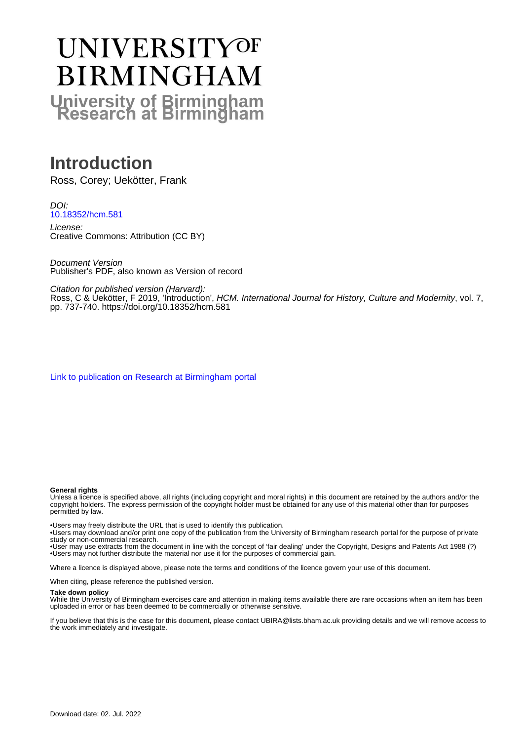# UNIVERSITY OF BIRMINGHAM

## University of Birmingham Research at Birmingham

# Introduction

Ross, Corey; Uekötter, Frank

*DOI:*
10.18352/hcm.581

*License:*
Creative Commons: Attribution (CC BY)

*Document Version*
Publisher's PDF, also known as Version of record

*Citation for published version (Harvard):*
Ross, C & Uekötter, F 2019, 'Introduction', *HCM. International Journal for History, Culture and Modernity*, vol. 7, pp. 737-740. https://doi.org/10.18352/hcm.581

Link to publication on Research at Birmingham portal

**General rights**
Unless a licence is specified above, all rights (including copyright and moral rights) in this document are retained by the authors and/or the copyright holders. The express permission of the copyright holder must be obtained for any use of this material other than for purposes permitted by law.

•Users may freely distribute the URL that is used to identify this publication.
•Users may download and/or print one copy of the publication from the University of Birmingham research portal for the purpose of private study or non-commercial research.
•User may use extracts from the document in line with the concept of 'fair dealing' under the Copyright, Designs and Patents Act 1988 (?)
•Users may not further distribute the material nor use it for the purposes of commercial gain.

Where a licence is displayed above, please note the terms and conditions of the licence govern your use of this document.

When citing, please reference the published version.

**Take down policy**
While the University of Birmingham exercises care and attention in making items available there are rare occasions when an item has been uploaded in error or has been deemed to be commercially or otherwise sensitive.

If you believe that this is the case for this document, please contact UBIRA@lists.bham.ac.uk providing details and we will remove access to the work immediately and investigate.

Download date: 02. Jul. 2022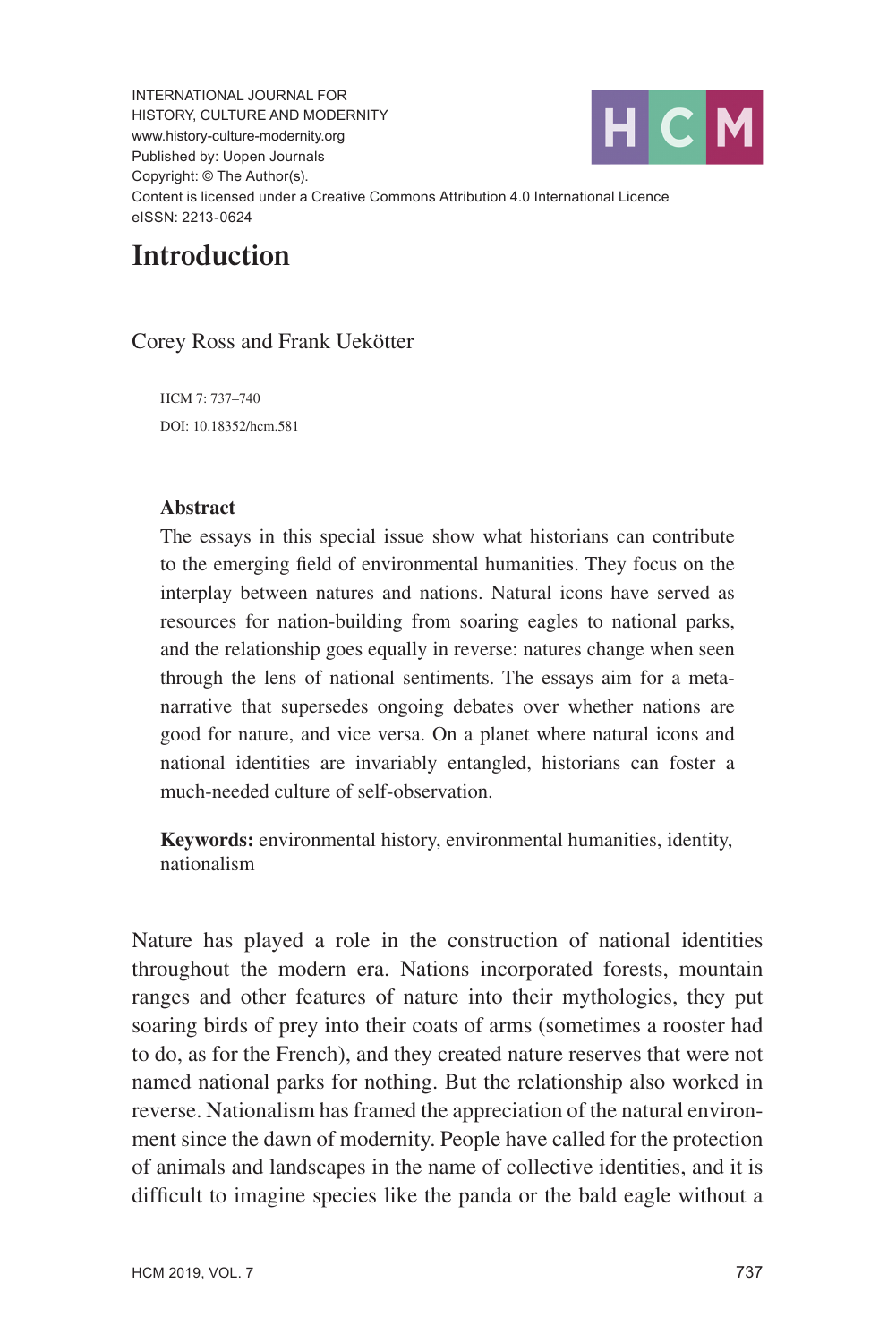INTERNATIONAL JOURNAL FOR HISTORY, CULTURE AND MODERNITY
www.history-culture-modernity.org
Published by: Uopen Journals
Copyright: © The Author(s).
Content is licensed under a Creative Commons Attribution 4.0 International Licence
eISSN: 2213-0624

# Introduction

Corey Ross and Frank Uekötter

HCM 7: 737–740
DOI: 10.18352/hcm.581

**Abstract**

The essays in this special issue show what historians can contribute to the emerging field of environmental humanities. They focus on the interplay between natures and nations. Natural icons have served as resources for nation-building from soaring eagles to national parks, and the relationship goes equally in reverse: natures change when seen through the lens of national sentiments. The essays aim for a meta-narrative that supersedes ongoing debates over whether nations are good for nature, and vice versa. On a planet where natural icons and national identities are invariably entangled, historians can foster a much-needed culture of self-observation.

**Keywords:** environmental history, environmental humanities, identity, nationalism

Nature has played a role in the construction of national identities throughout the modern era. Nations incorporated forests, mountain ranges and other features of nature into their mythologies, they put soaring birds of prey into their coats of arms (sometimes a rooster had to do, as for the French), and they created nature reserves that were not named national parks for nothing. But the relationship also worked in reverse. Nationalism has framed the appreciation of the natural environment since the dawn of modernity. People have called for the protection of animals and landscapes in the name of collective identities, and it is difficult to imagine species like the panda or the bald eagle without a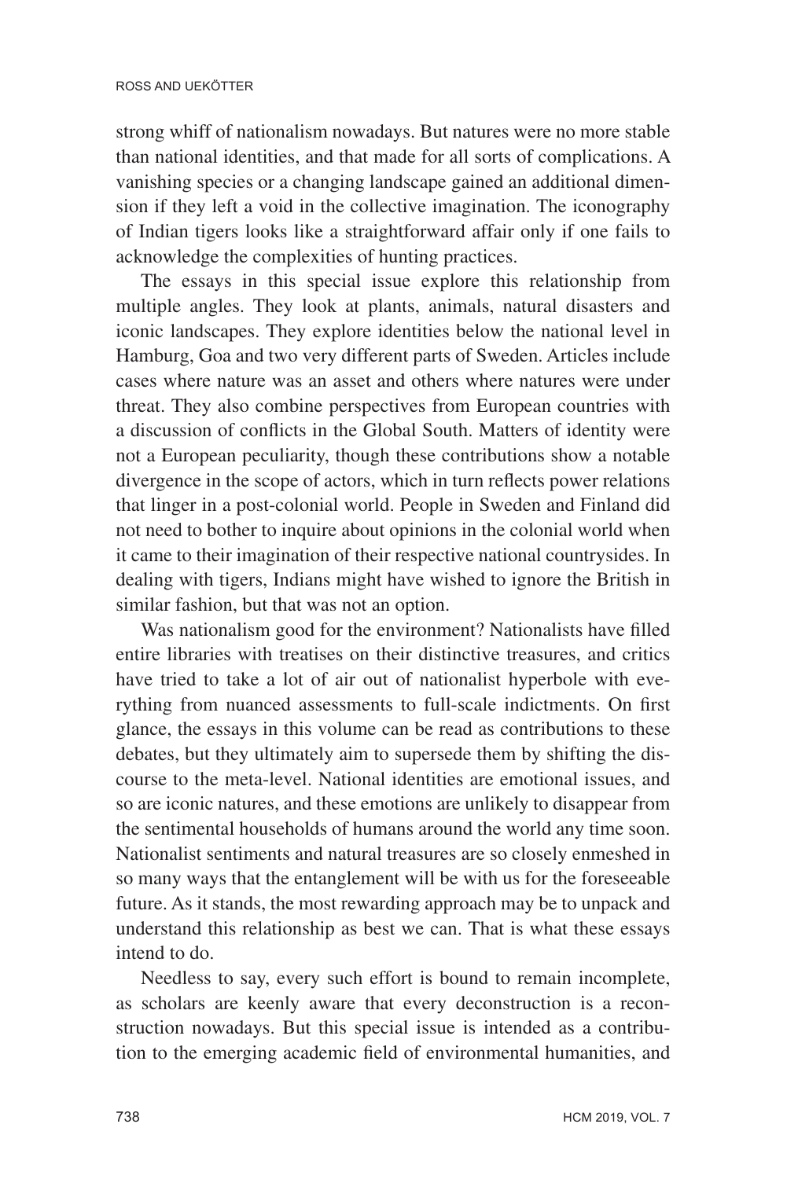strong whiff of nationalism nowadays. But natures were no more stable than national identities, and that made for all sorts of complications. A vanishing species or a changing landscape gained an additional dimension if they left a void in the collective imagination. The iconography of Indian tigers looks like a straightforward affair only if one fails to acknowledge the complexities of hunting practices.

The essays in this special issue explore this relationship from multiple angles. They look at plants, animals, natural disasters and iconic landscapes. They explore identities below the national level in Hamburg, Goa and two very different parts of Sweden. Articles include cases where nature was an asset and others where natures were under threat. They also combine perspectives from European countries with a discussion of conflicts in the Global South. Matters of identity were not a European peculiarity, though these contributions show a notable divergence in the scope of actors, which in turn reflects power relations that linger in a post-colonial world. People in Sweden and Finland did not need to bother to inquire about opinions in the colonial world when it came to their imagination of their respective national countrysides. In dealing with tigers, Indians might have wished to ignore the British in similar fashion, but that was not an option.

Was nationalism good for the environment? Nationalists have filled entire libraries with treatises on their distinctive treasures, and critics have tried to take a lot of air out of nationalist hyperbole with everything from nuanced assessments to full-scale indictments. On first glance, the essays in this volume can be read as contributions to these debates, but they ultimately aim to supersede them by shifting the discourse to the meta-level. National identities are emotional issues, and so are iconic natures, and these emotions are unlikely to disappear from the sentimental households of humans around the world any time soon. Nationalist sentiments and natural treasures are so closely enmeshed in so many ways that the entanglement will be with us for the foreseeable future. As it stands, the most rewarding approach may be to unpack and understand this relationship as best we can. That is what these essays intend to do.

Needless to say, every such effort is bound to remain incomplete, as scholars are keenly aware that every deconstruction is a reconstruction nowadays. But this special issue is intended as a contribution to the emerging academic field of environmental humanities, and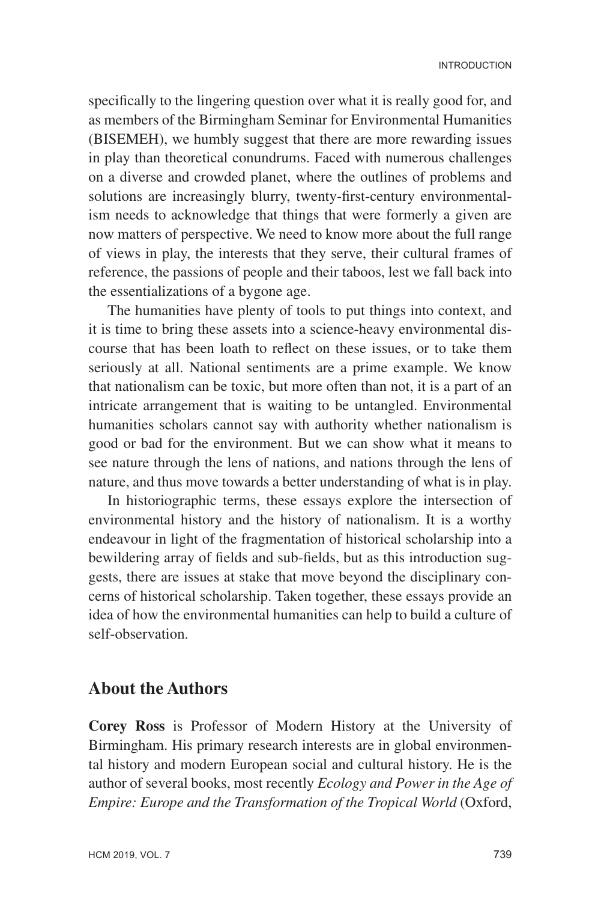specifically to the lingering question over what it is really good for, and as members of the Birmingham Seminar for Environmental Humanities (BISEMEH), we humbly suggest that there are more rewarding issues in play than theoretical conundrums. Faced with numerous challenges on a diverse and crowded planet, where the outlines of problems and solutions are increasingly blurry, twenty-first-century environmentalism needs to acknowledge that things that were formerly a given are now matters of perspective. We need to know more about the full range of views in play, the interests that they serve, their cultural frames of reference, the passions of people and their taboos, lest we fall back into the essentializations of a bygone age.

The humanities have plenty of tools to put things into context, and it is time to bring these assets into a science-heavy environmental discourse that has been loath to reflect on these issues, or to take them seriously at all. National sentiments are a prime example. We know that nationalism can be toxic, but more often than not, it is a part of an intricate arrangement that is waiting to be untangled. Environmental humanities scholars cannot say with authority whether nationalism is good or bad for the environment. But we can show what it means to see nature through the lens of nations, and nations through the lens of nature, and thus move towards a better understanding of what is in play.

In historiographic terms, these essays explore the intersection of environmental history and the history of nationalism. It is a worthy endeavour in light of the fragmentation of historical scholarship into a bewildering array of fields and sub-fields, but as this introduction suggests, there are issues at stake that move beyond the disciplinary concerns of historical scholarship. Taken together, these essays provide an idea of how the environmental humanities can help to build a culture of self-observation.

## About the Authors

**Corey Ross** is Professor of Modern History at the University of Birmingham. His primary research interests are in global environmental history and modern European social and cultural history. He is the author of several books, most recently *Ecology and Power in the Age of Empire: Europe and the Transformation of the Tropical World* (Oxford,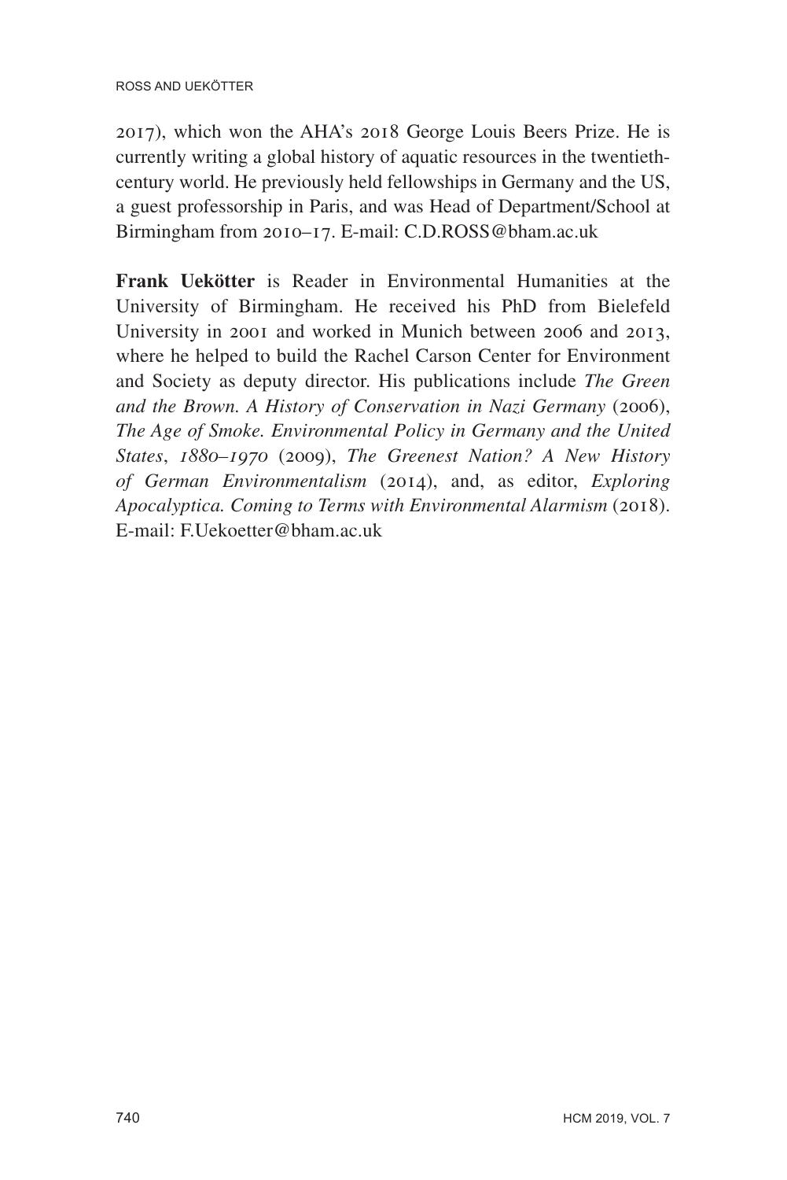2017), which won the AHA's 2018 George Louis Beers Prize. He is currently writing a global history of aquatic resources in the twentieth-century world. He previously held fellowships in Germany and the US, a guest professorship in Paris, and was Head of Department/School at Birmingham from 2010–17. E-mail: C.D.ROSS@bham.ac.uk

**Frank Uekötter** is Reader in Environmental Humanities at the University of Birmingham. He received his PhD from Bielefeld University in 2001 and worked in Munich between 2006 and 2013, where he helped to build the Rachel Carson Center for Environment and Society as deputy director. His publications include *The Green and the Brown. A History of Conservation in Nazi Germany* (2006), *The Age of Smoke. Environmental Policy in Germany and the United States, 1880–1970* (2009), *The Greenest Nation? A New History of German Environmentalism* (2014), and, as editor, *Exploring Apocalyptica. Coming to Terms with Environmental Alarmism* (2018). E-mail: F.Uekoetter@bham.ac.uk